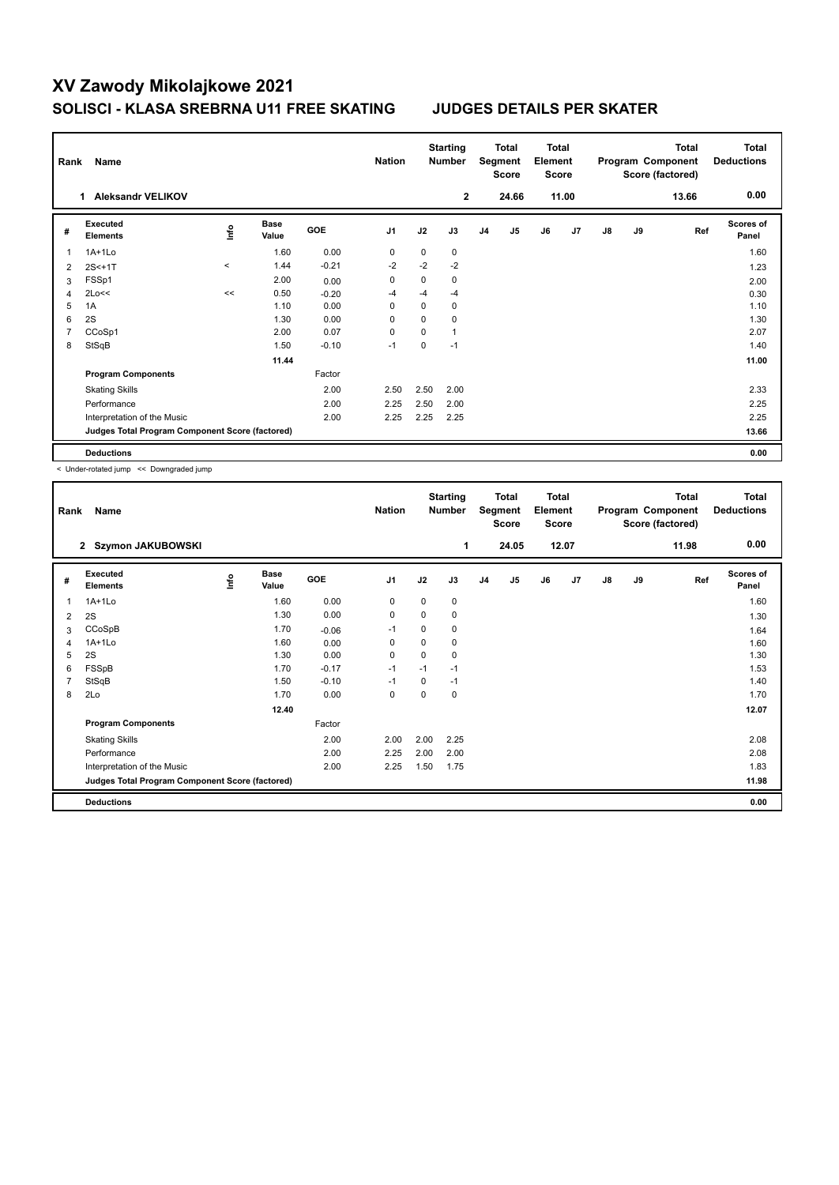# XV Zawody Mikolajkowe 2021

## SOLISCI - KLASA SREBRNA U11 FREE SKATING JUDGES DETAILS PER SKATER

| Rank | Name | Nation | Starting Number | Total Segment Score | Total Element Score | Total Program Component Score (factored) | Total Deductions |
|---|---|---|---|---|---|---|---|
| 1 | Aleksandr VELIKOV | | 2 | 24.66 | 11.00 | 13.66 | 0.00 |

| # | Executed Elements | Info | Base Value | GOE | J1 | J2 | J3 | J4 | J5 | J6 | J7 | J8 | J9 | Ref | Scores of Panel |
|---|---|---|---|---|---|---|---|---|---|---|---|---|---|---|---|
| 1 | 1A+1Lo | | 1.60 | 0.00 | 0 | 0 | 0 | | | | | | | | 1.60 |
| 2 | 2S<+1T | < | 1.44 | -0.21 | -2 | -2 | -2 | | | | | | | | 1.23 |
| 3 | FSSp1 | | 2.00 | 0.00 | 0 | 0 | 0 | | | | | | | | 2.00 |
| 4 | 2Lo<< | << | 0.50 | -0.20 | -4 | -4 | -4 | | | | | | | | 0.30 |
| 5 | 1A | | 1.10 | 0.00 | 0 | 0 | 0 | | | | | | | | 1.10 |
| 6 | 2S | | 1.30 | 0.00 | 0 | 0 | 0 | | | | | | | | 1.30 |
| 7 | CCoSp1 | | 2.00 | 0.07 | 0 | 0 | 1 | | | | | | | | 2.07 |
| 8 | StSqB | | 1.50 | -0.10 | -1 | 0 | -1 | | | | | | | | 1.40 |
| | | | 11.44 | | | | | | | | | | | | 11.00 |
| | **Program Components** | | | Factor | | | | | | | | | | | |
| | Skating Skills | | | 2.00 | 2.50 | 2.50 | 2.00 | | | | | | | | 2.33 |
| | Performance | | | 2.00 | 2.25 | 2.50 | 2.00 | | | | | | | | 2.25 |
| | Interpretation of the Music | | | 2.00 | 2.25 | 2.25 | 2.25 | | | | | | | | 2.25 |
| | **Judges Total Program Component Score (factored)** | | | | | | | | | | | | | | 13.66 |
| | **Deductions** | | | | | | | | | | | | | | 0.00 |

< Under-rotated jump << Downgraded jump

| Rank | Name | Nation | Starting Number | Total Segment Score | Total Element Score | Total Program Component Score (factored) | Total Deductions |
|---|---|---|---|---|---|---|---|
| 2 | Szymon JAKUBOWSKI | | 1 | 24.05 | 12.07 | 11.98 | 0.00 |

| # | Executed Elements | Info | Base Value | GOE | J1 | J2 | J3 | J4 | J5 | J6 | J7 | J8 | J9 | Ref | Scores of Panel |
|---|---|---|---|---|---|---|---|---|---|---|---|---|---|---|---|
| 1 | 1A+1Lo | | 1.60 | 0.00 | 0 | 0 | 0 | | | | | | | | 1.60 |
| 2 | 2S | | 1.30 | 0.00 | 0 | 0 | 0 | | | | | | | | 1.30 |
| 3 | CCoSpB | | 1.70 | -0.06 | -1 | 0 | 0 | | | | | | | | 1.64 |
| 4 | 1A+1Lo | | 1.60 | 0.00 | 0 | 0 | 0 | | | | | | | | 1.60 |
| 5 | 2S | | 1.30 | 0.00 | 0 | 0 | 0 | | | | | | | | 1.30 |
| 6 | FSSpB | | 1.70 | -0.17 | -1 | -1 | -1 | | | | | | | | 1.53 |
| 7 | StSqB | | 1.50 | -0.10 | -1 | 0 | -1 | | | | | | | | 1.40 |
| 8 | 2Lo | | 1.70 | 0.00 | 0 | 0 | 0 | | | | | | | | 1.70 |
| | | | 12.40 | | | | | | | | | | | | 12.07 |
| | **Program Components** | | | Factor | | | | | | | | | | | |
| | Skating Skills | | | 2.00 | 2.00 | 2.00 | 2.25 | | | | | | | | 2.08 |
| | Performance | | | 2.00 | 2.25 | 2.00 | 2.00 | | | | | | | | 2.08 |
| | Interpretation of the Music | | | 2.00 | 2.25 | 1.50 | 1.75 | | | | | | | | 1.83 |
| | **Judges Total Program Component Score (factored)** | | | | | | | | | | | | | | 11.98 |
| | **Deductions** | | | | | | | | | | | | | | 0.00 |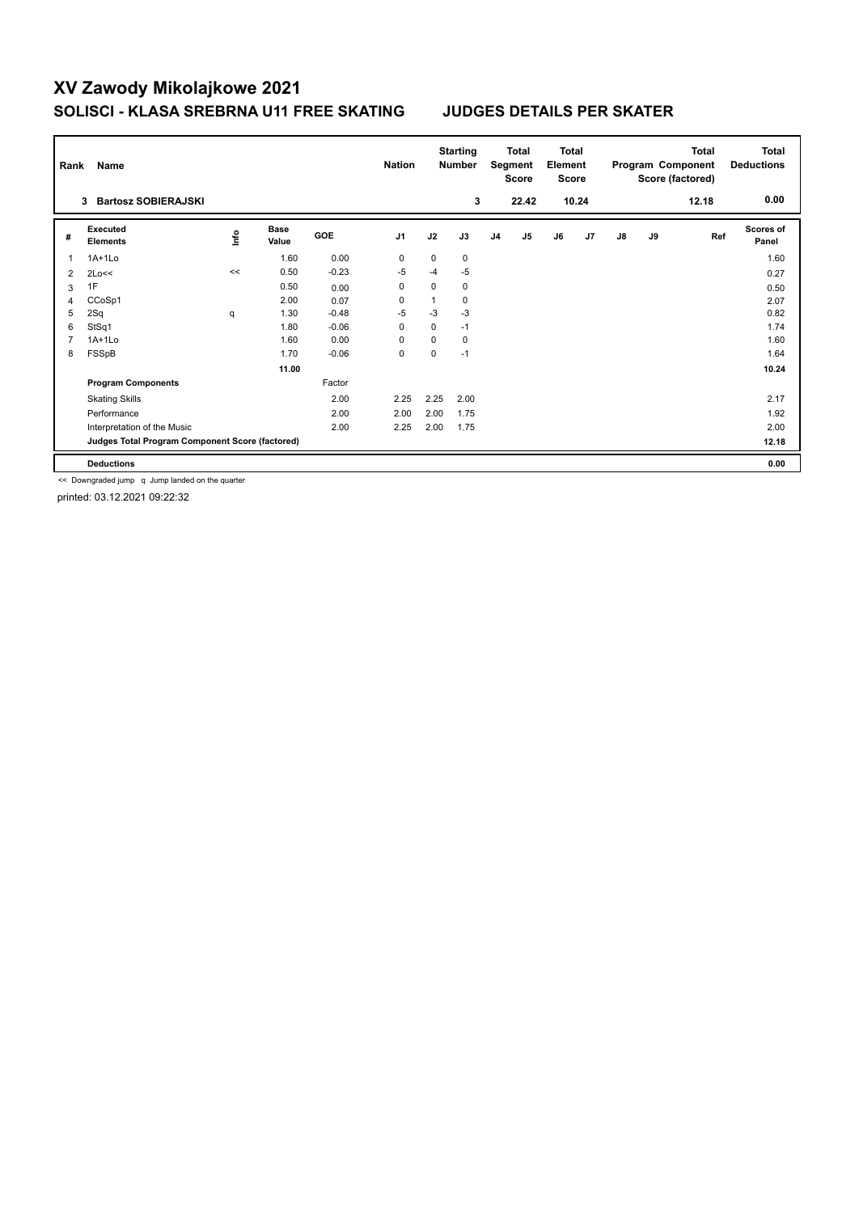# XV Zawody Mikolajkowe 2021

## SOLISCI - KLASA SREBRNA U11 FREE SKATING JUDGES DETAILS PER SKATER

| Rank | Name | Nation | Starting Number | Total Segment Score | Total Element Score | Total Program Component Score (factored) | Total Deductions |
|---|---|---|---|---|---|---|---|
| 3 | Bartosz SOBIERAJSKI | | 3 | 22.42 | 10.24 | 12.18 | 0.00 |

| # | Executed Elements | Info | Base Value | GOE | J1 | J2 | J3 | J4 | J5 | J6 | J7 | J8 | J9 | Ref | Scores of Panel |
|---|---|---|---|---|---|---|---|---|---|---|---|---|---|---|---|
| 1 | 1A+1Lo | | 1.60 | 0.00 | 0 | 0 | 0 | | | | | | | | 1.60 |
| 2 | 2Lo<< | << | 0.50 | -0.23 | -5 | -4 | -5 | | | | | | | | 0.27 |
| 3 | 1F | | 0.50 | 0.00 | 0 | 0 | 0 | | | | | | | | 0.50 |
| 4 | CCoSp1 | | 2.00 | 0.07 | 0 | 1 | 0 | | | | | | | | 2.07 |
| 5 | 2Sq | q | 1.30 | -0.48 | -5 | -3 | -3 | | | | | | | | 0.82 |
| 6 | StSq1 | | 1.80 | -0.06 | 0 | 0 | -1 | | | | | | | | 1.74 |
| 7 | 1A+1Lo | | 1.60 | 0.00 | 0 | 0 | 0 | | | | | | | | 1.60 |
| 8 | FSSpB | | 1.70 | -0.06 | 0 | 0 | -1 | | | | | | | | 1.64 |
| | | | 11.00 | | | | | | | | | | | | 10.24 |
| | **Program Components** | | | Factor | | | | | | | | | | | |
| | Skating Skills | | | 2.00 | 2.25 | 2.25 | 2.00 | | | | | | | | 2.17 |
| | Performance | | | 2.00 | 2.00 | 2.00 | 1.75 | | | | | | | | 1.92 |
| | Interpretation of the Music | | | 2.00 | 2.25 | 2.00 | 1.75 | | | | | | | | 2.00 |
| | **Judges Total Program Component Score (factored)** | | | | | | | | | | | | | | 12.18 |
| | **Deductions** | | | | | | | | | | | | | | 0.00 |

<< Downgraded jump q Jump landed on the quarter

printed: 03.12.2021 09:22:32